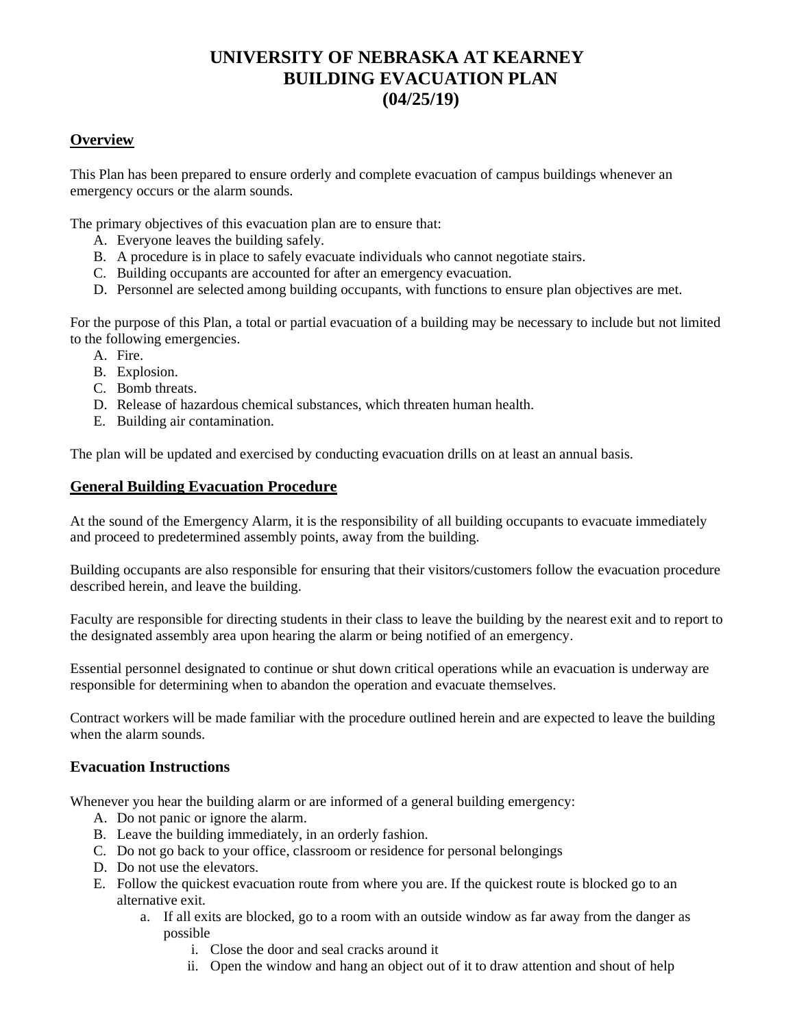# UNIVERSITY OF NEBRASKA AT KEARNEY BUILDING EVACUATION PLAN (04/25/19)

## Overview

This Plan has been prepared to ensure orderly and complete evacuation of campus buildings whenever an emergency occurs or the alarm sounds.

The primary objectives of this evacuation plan are to ensure that:

A. Everyone leaves the building safely.
B. A procedure is in place to safely evacuate individuals who cannot negotiate stairs.
C. Building occupants are accounted for after an emergency evacuation.
D. Personnel are selected among building occupants, with functions to ensure plan objectives are met.

For the purpose of this Plan, a total or partial evacuation of a building may be necessary to include but not limited to the following emergencies.

A. Fire.
B. Explosion.
C. Bomb threats.
D. Release of hazardous chemical substances, which threaten human health.
E. Building air contamination.

The plan will be updated and exercised by conducting evacuation drills on at least an annual basis.

## General Building Evacuation Procedure

At the sound of the Emergency Alarm, it is the responsibility of all building occupants to evacuate immediately and proceed to predetermined assembly points, away from the building.

Building occupants are also responsible for ensuring that their visitors/customers follow the evacuation procedure described herein, and leave the building.

Faculty are responsible for directing students in their class to leave the building by the nearest exit and to report to the designated assembly area upon hearing the alarm or being notified of an emergency.

Essential personnel designated to continue or shut down critical operations while an evacuation is underway are responsible for determining when to abandon the operation and evacuate themselves.

Contract workers will be made familiar with the procedure outlined herein and are expected to leave the building when the alarm sounds.

### Evacuation Instructions

Whenever you hear the building alarm or are informed of a general building emergency:

A. Do not panic or ignore the alarm.
B. Leave the building immediately, in an orderly fashion.
C. Do not go back to your office, classroom or residence for personal belongings
D. Do not use the elevators.
E. Follow the quickest evacuation route from where you are. If the quickest route is blocked go to an alternative exit.
   a. If all exits are blocked, go to a room with an outside window as far away from the danger as possible
      i. Close the door and seal cracks around it
      ii. Open the window and hang an object out of it to draw attention and shout of help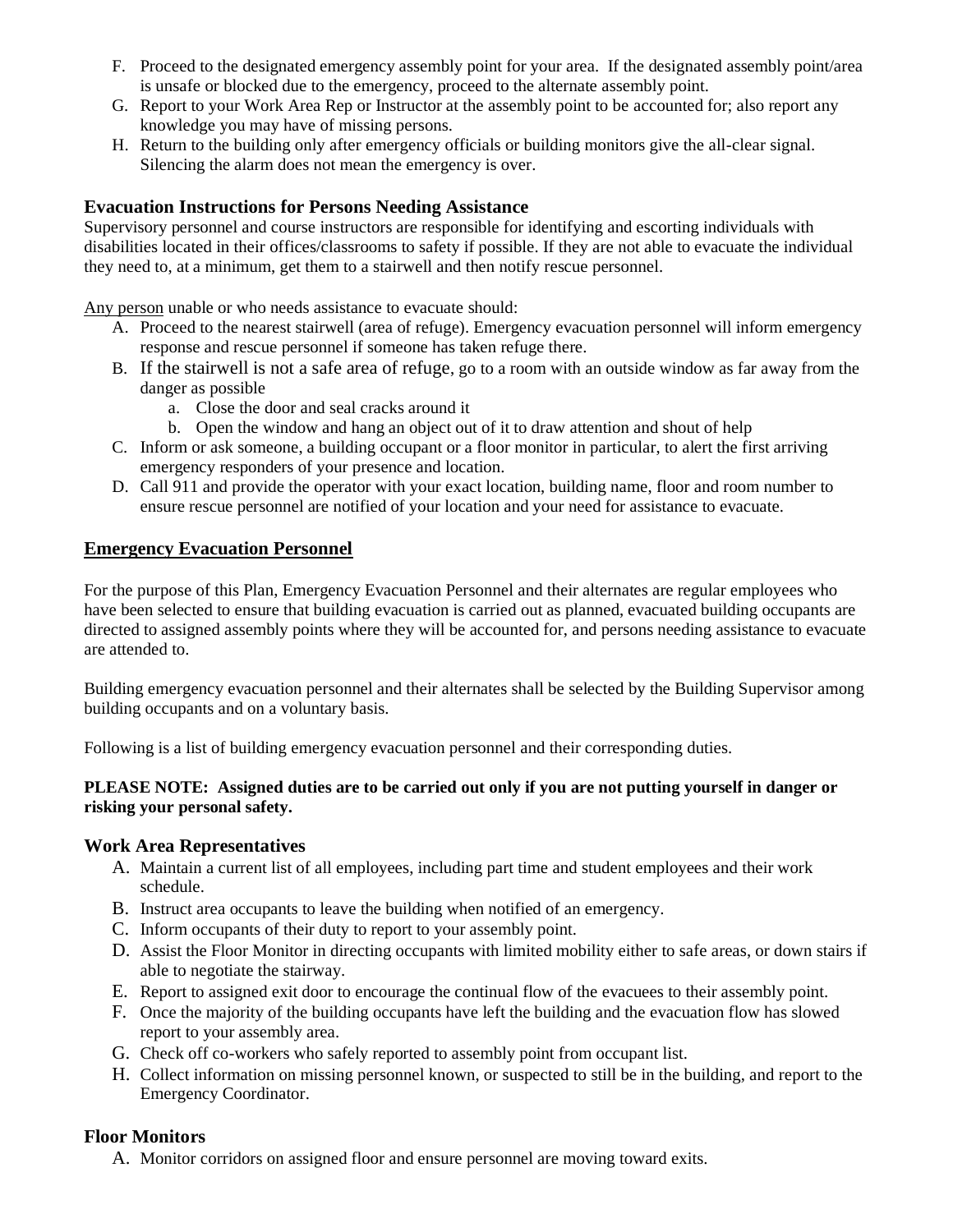F. Proceed to the designated emergency assembly point for your area. If the designated assembly point/area is unsafe or blocked due to the emergency, proceed to the alternate assembly point.
G. Report to your Work Area Rep or Instructor at the assembly point to be accounted for; also report any knowledge you may have of missing persons.
H. Return to the building only after emergency officials or building monitors give the all-clear signal. Silencing the alarm does not mean the emergency is over.

### Evacuation Instructions for Persons Needing Assistance

Supervisory personnel and course instructors are responsible for identifying and escorting individuals with disabilities located in their offices/classrooms to safety if possible. If they are not able to evacuate the individual they need to, at a minimum, get them to a stairwell and then notify rescue personnel.

Any person unable or who needs assistance to evacuate should:

A. Proceed to the nearest stairwell (area of refuge). Emergency evacuation personnel will inform emergency response and rescue personnel if someone has taken refuge there.
B. If the stairwell is not a safe area of refuge, go to a room with an outside window as far away from the danger as possible
    a. Close the door and seal cracks around it
    b. Open the window and hang an object out of it to draw attention and shout of help
C. Inform or ask someone, a building occupant or a floor monitor in particular, to alert the first arriving emergency responders of your presence and location.
D. Call 911 and provide the operator with your exact location, building name, floor and room number to ensure rescue personnel are notified of your location and your need for assistance to evacuate.

## Emergency Evacuation Personnel

For the purpose of this Plan, Emergency Evacuation Personnel and their alternates are regular employees who have been selected to ensure that building evacuation is carried out as planned, evacuated building occupants are directed to assigned assembly points where they will be accounted for, and persons needing assistance to evacuate are attended to.

Building emergency evacuation personnel and their alternates shall be selected by the Building Supervisor among building occupants and on a voluntary basis.

Following is a list of building emergency evacuation personnel and their corresponding duties.

**PLEASE NOTE: Assigned duties are to be carried out only if you are not putting yourself in danger or risking your personal safety.**

### Work Area Representatives

A. Maintain a current list of all employees, including part time and student employees and their work schedule.
B. Instruct area occupants to leave the building when notified of an emergency.
C. Inform occupants of their duty to report to your assembly point.
D. Assist the Floor Monitor in directing occupants with limited mobility either to safe areas, or down stairs if able to negotiate the stairway.
E. Report to assigned exit door to encourage the continual flow of the evacuees to their assembly point.
F. Once the majority of the building occupants have left the building and the evacuation flow has slowed report to your assembly area.
G. Check off co-workers who safely reported to assembly point from occupant list.
H. Collect information on missing personnel known, or suspected to still be in the building, and report to the Emergency Coordinator.

### Floor Monitors

A. Monitor corridors on assigned floor and ensure personnel are moving toward exits.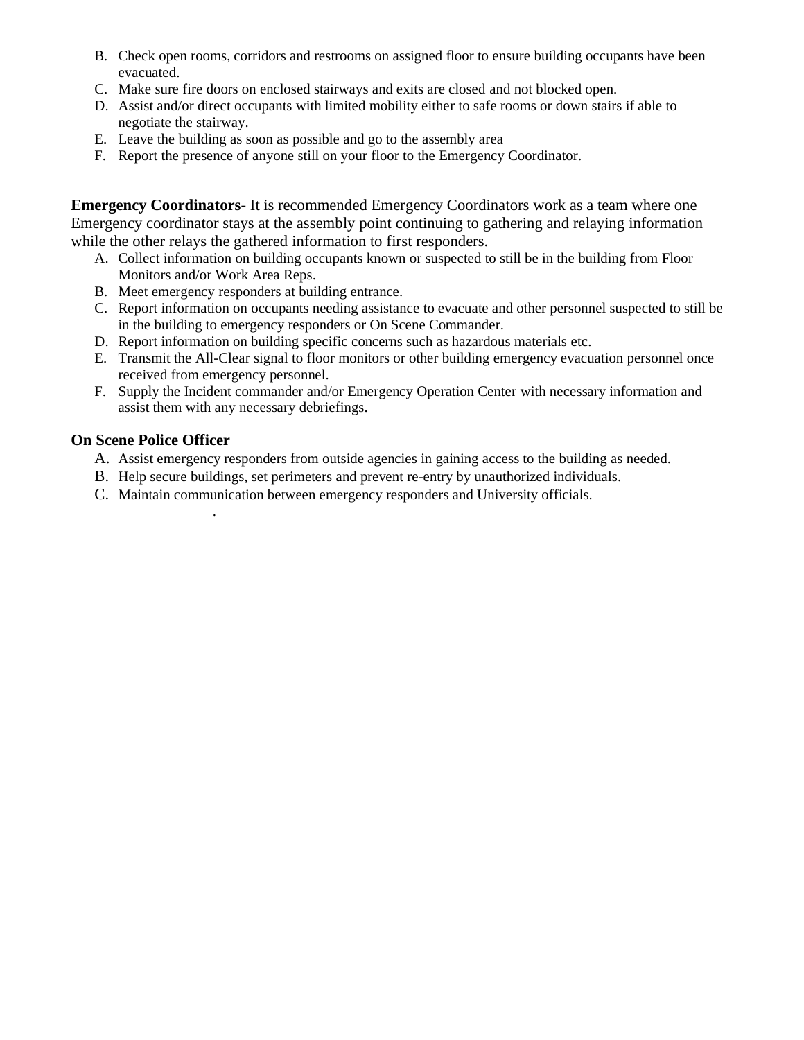B. Check open rooms, corridors and restrooms on assigned floor to ensure building occupants have been evacuated.
C. Make sure fire doors on enclosed stairways and exits are closed and not blocked open.
D. Assist and/or direct occupants with limited mobility either to safe rooms or down stairs if able to negotiate the stairway.
E. Leave the building as soon as possible and go to the assembly area
F. Report the presence of anyone still on your floor to the Emergency Coordinator.

**Emergency Coordinators-** It is recommended Emergency Coordinators work as a team where one Emergency coordinator stays at the assembly point continuing to gathering and relaying information while the other relays the gathered information to first responders.

A. Collect information on building occupants known or suspected to still be in the building from Floor Monitors and/or Work Area Reps.
B. Meet emergency responders at building entrance.
C. Report information on occupants needing assistance to evacuate and other personnel suspected to still be in the building to emergency responders or On Scene Commander.
D. Report information on building specific concerns such as hazardous materials etc.
E. Transmit the All-Clear signal to floor monitors or other building emergency evacuation personnel once received from emergency personnel.
F. Supply the Incident commander and/or Emergency Operation Center with necessary information and assist them with any necessary debriefings.

**On Scene Police Officer**

A. Assist emergency responders from outside agencies in gaining access to the building as needed.
B. Help secure buildings, set perimeters and prevent re-entry by unauthorized individuals.
C. Maintain communication between emergency responders and University officials.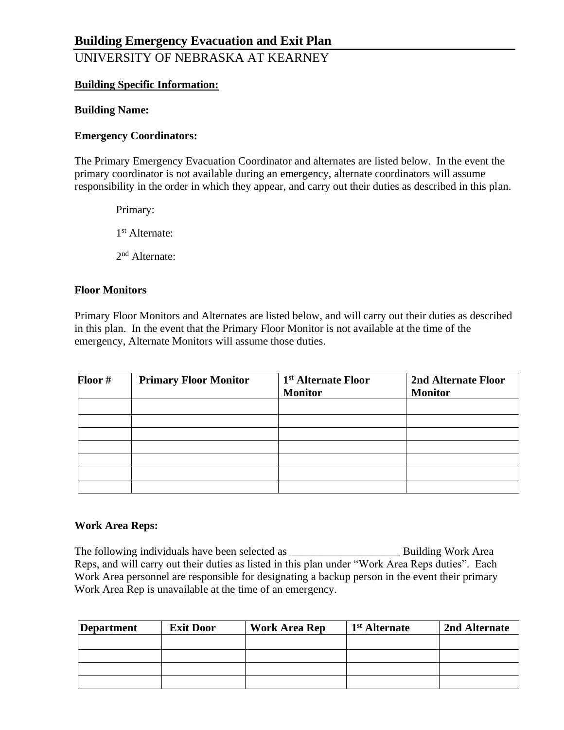# Building Emergency Evacuation and Exit Plan

UNIVERSITY OF NEBRASKA AT KEARNEY

**Building Specific Information:**

**Building Name:**

**Emergency Coordinators:**

The Primary Emergency Evacuation Coordinator and alternates are listed below. In the event the primary coordinator is not available during an emergency, alternate coordinators will assume responsibility in the order in which they appear, and carry out their duties as described in this plan.

Primary:

1st Alternate:

2nd Alternate:

**Floor Monitors**

Primary Floor Monitors and Alternates are listed below, and will carry out their duties as described in this plan. In the event that the Primary Floor Monitor is not available at the time of the emergency, Alternate Monitors will assume those duties.

| Floor # | Primary Floor Monitor | 1st Alternate Floor Monitor | 2nd Alternate Floor Monitor |
|---|---|---|---|
| | | | |
| | | | |
| | | | |
| | | | |
| | | | |
| | | | |
| | | | |

**Work Area Reps:**

The following individuals have been selected as ____________________ Building Work Area Reps, and will carry out their duties as listed in this plan under "Work Area Reps duties". Each Work Area personnel are responsible for designating a backup person in the event their primary Work Area Rep is unavailable at the time of an emergency.

| Department | Exit Door | Work Area Rep | 1st Alternate | 2nd Alternate |
|---|---|---|---|---|
| | | | | |
| | | | | |
| | | | | |
| | | | | |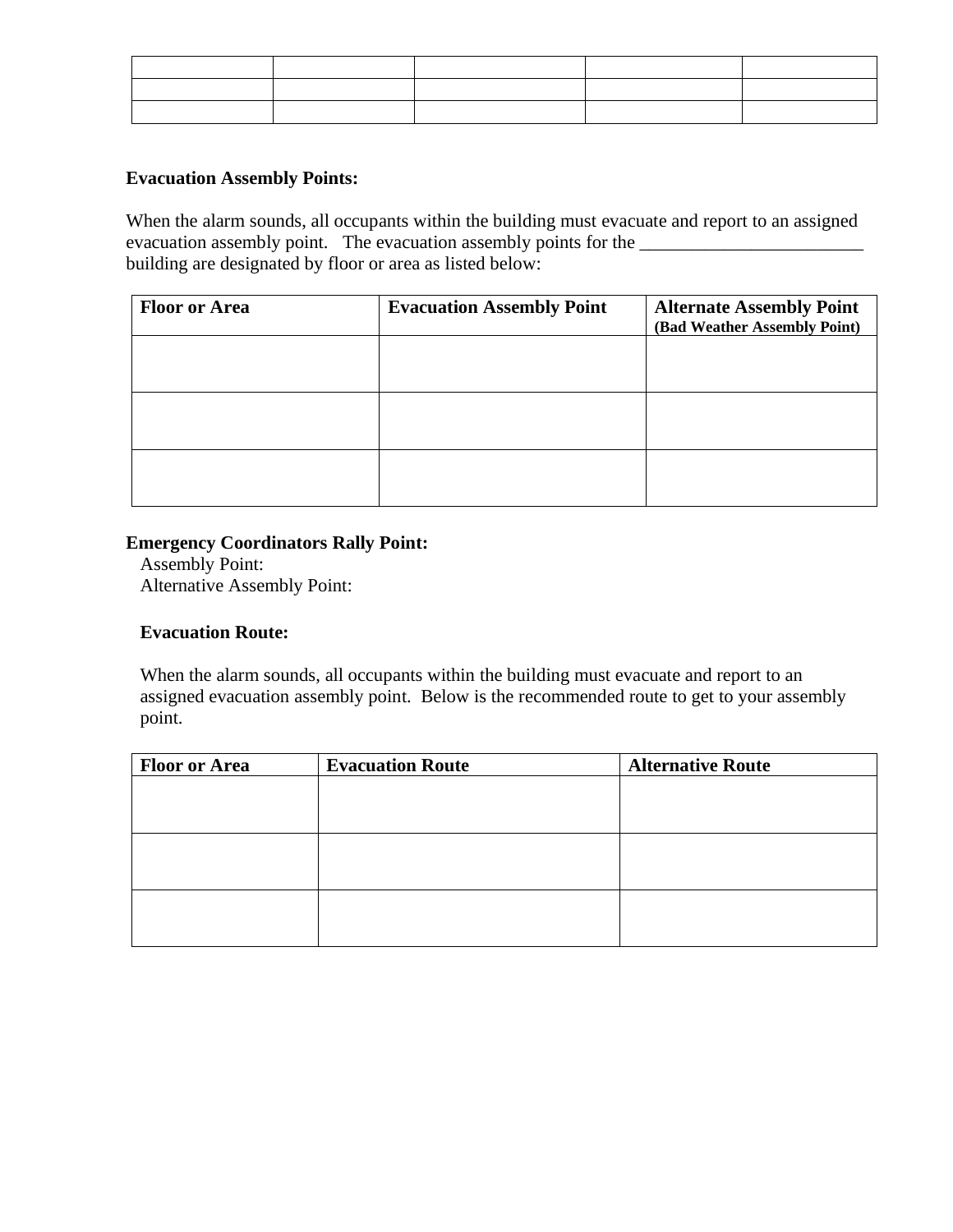| | | | | |
|---|---|---|---|---|
| | | | | |
| | | | | |
| | | | | |

**Evacuation Assembly Points:**

When the alarm sounds, all occupants within the building must evacuate and report to an assigned evacuation assembly point. The evacuation assembly points for the ________________________ building are designated by floor or area as listed below:

| Floor or Area | Evacuation Assembly Point | Alternate Assembly Point (Bad Weather Assembly Point) |
|---|---|---|
| | | |
| | | |
| | | |

**Emergency Coordinators Rally Point:**

Assembly Point:
Alternative Assembly Point:

**Evacuation Route:**

When the alarm sounds, all occupants within the building must evacuate and report to an assigned evacuation assembly point. Below is the recommended route to get to your assembly point.

| Floor or Area | Evacuation Route | Alternative Route |
|---|---|---|
| | | |
| | | |
| | | |